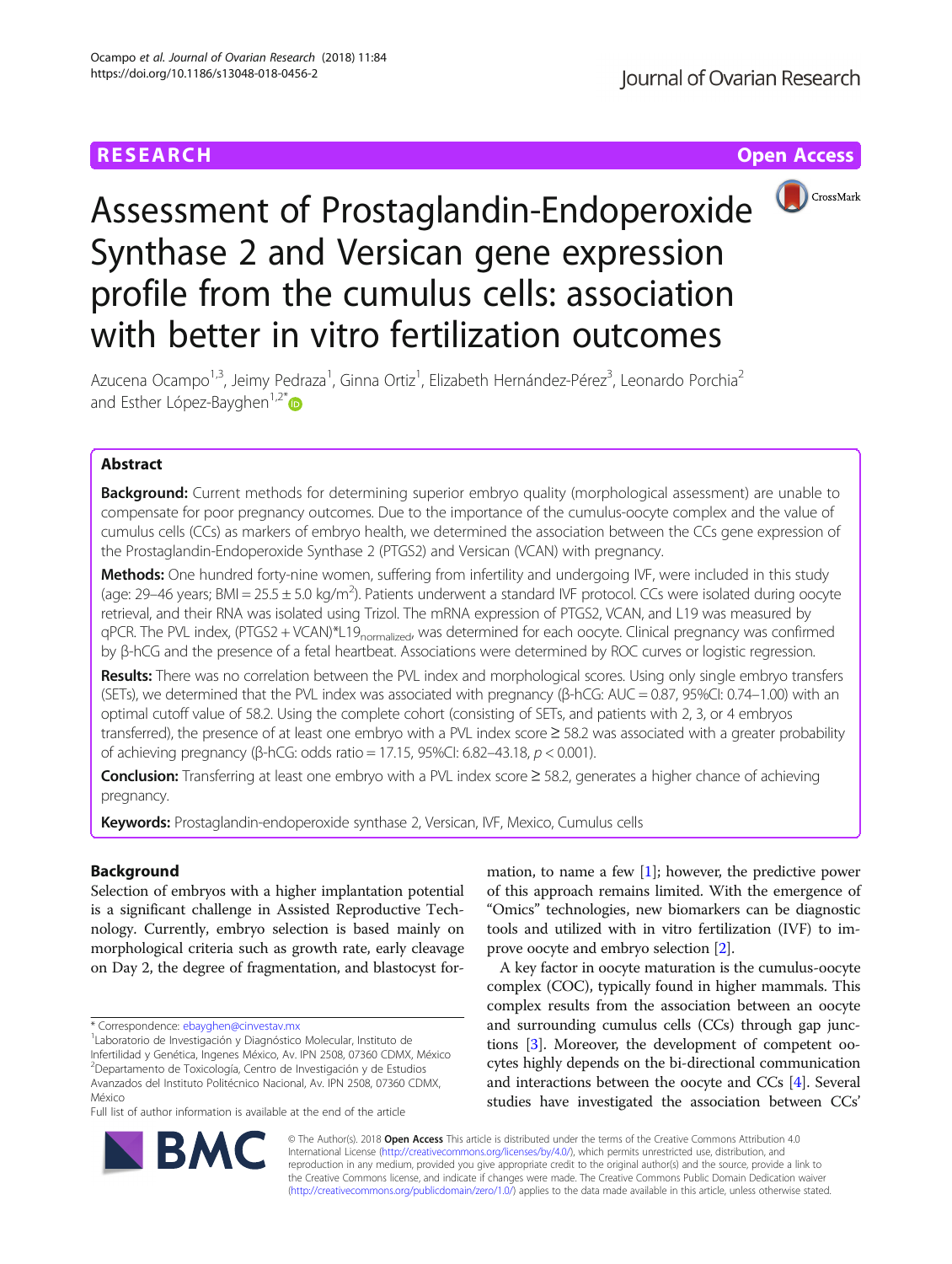RESEARCH

Open Access

# Assessment of Prostaglandin-Endoperoxide Synthase 2 and Versican gene expression profile from the cumulus cells: association with better in vitro fertilization outcomes

Azucena Ocampo[1,3], Jeimy Pedraza[1], Ginna Ortiz[1], Elizabeth Hernández-Pérez[3], Leonardo Porchia[2] and Esther López-Bayghen[1,2*]

## Abstract

**Background:** Current methods for determining superior embryo quality (morphological assessment) are unable to compensate for poor pregnancy outcomes. Due to the importance of the cumulus-oocyte complex and the value of cumulus cells (CCs) as markers of embryo health, we determined the association between the CCs gene expression of the Prostaglandin-Endoperoxide Synthase 2 (PTGS2) and Versican (VCAN) with pregnancy.

**Methods:** One hundred forty-nine women, suffering from infertility and undergoing IVF, were included in this study (age: 29–46 years; BMI = 25.5 ± 5.0 kg/m$^2$). Patients underwent a standard IVF protocol. CCs were isolated during oocyte retrieval, and their RNA was isolated using Trizol. The mRNA expression of PTGS2, VCAN, and L19 was measured by qPCR. The PVL index, (PTGS2 + VCAN)*L19$_{normalized}$, was determined for each oocyte. Clinical pregnancy was confirmed by β-hCG and the presence of a fetal heartbeat. Associations were determined by ROC curves or logistic regression.

**Results:** There was no correlation between the PVL index and morphological scores. Using only single embryo transfers (SETs), we determined that the PVL index was associated with pregnancy (β-hCG: AUC = 0.87, 95%CI: 0.74–1.00) with an optimal cutoff value of 58.2. Using the complete cohort (consisting of SETs, and patients with 2, 3, or 4 embryos transferred), the presence of at least one embryo with a PVL index score ≥ 58.2 was associated with a greater probability of achieving pregnancy (β-hCG: odds ratio = 17.15, 95%CI: 6.82–43.18, $p < 0.001$).

**Conclusion:** Transferring at least one embryo with a PVL index score ≥ 58.2, generates a higher chance of achieving pregnancy.

**Keywords:** Prostaglandin-endoperoxide synthase 2, Versican, IVF, Mexico, Cumulus cells

## Background

Selection of embryos with a higher implantation potential is a significant challenge in Assisted Reproductive Technology. Currently, embryo selection is based mainly on morphological criteria such as growth rate, early cleavage on Day 2, the degree of fragmentation, and blastocyst formation, to name a few [1]; however, the predictive power of this approach remains limited. With the emergence of "Omics" technologies, new biomarkers can be diagnostic tools and utilized with in vitro fertilization (IVF) to improve oocyte and embryo selection [2].

A key factor in oocyte maturation is the cumulus-oocyte complex (COC), typically found in higher mammals. This complex results from the association between an oocyte and surrounding cumulus cells (CCs) through gap junctions [3]. Moreover, the development of competent oocytes highly depends on the bi-directional communication and interactions between the oocyte and CCs [4]. Several studies have investigated the association between CCs'

* Correspondence: ebayghen@cinvestav.mx
[1]Laboratorio de Investigación y Diagnóstico Molecular, Instituto de Infertilidad y Genética, Ingenes México, Av. IPN 2508, 07360 CDMX, México
[2]Departamento de Toxicología, Centro de Investigación y de Estudios Avanzados del Instituto Politécnico Nacional, Av. IPN 2508, 07360 CDMX, México
Full list of author information is available at the end of the article

© The Author(s). 2018 **Open Access** This article is distributed under the terms of the Creative Commons Attribution 4.0 International License (http://creativecommons.org/licenses/by/4.0/), which permits unrestricted use, distribution, and reproduction in any medium, provided you give appropriate credit to the original author(s) and the source, provide a link to the Creative Commons license, and indicate if changes were made. The Creative Commons Public Domain Dedication waiver (http://creativecommons.org/publicdomain/zero/1.0/) applies to the data made available in this article, unless otherwise stated.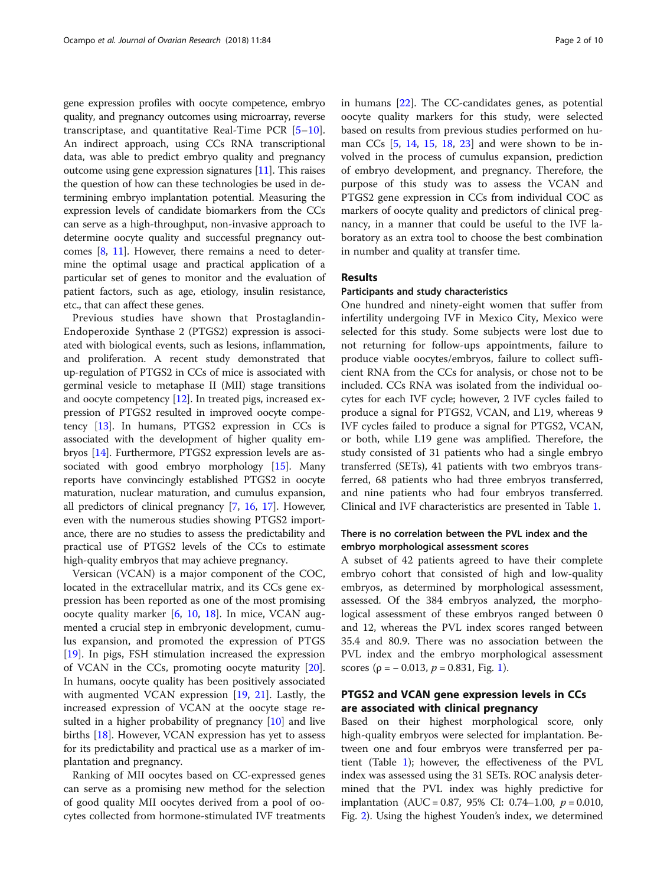gene expression profiles with oocyte competence, embryo quality, and pregnancy outcomes using microarray, reverse transcriptase, and quantitative Real-Time PCR [5–10]. An indirect approach, using CCs RNA transcriptional data, was able to predict embryo quality and pregnancy outcome using gene expression signatures [11]. This raises the question of how can these technologies be used in determining embryo implantation potential. Measuring the expression levels of candidate biomarkers from the CCs can serve as a high-throughput, non-invasive approach to determine oocyte quality and successful pregnancy outcomes [8, 11]. However, there remains a need to determine the optimal usage and practical application of a particular set of genes to monitor and the evaluation of patient factors, such as age, etiology, insulin resistance, etc., that can affect these genes.

Previous studies have shown that Prostaglandin-Endoperoxide Synthase 2 (PTGS2) expression is associated with biological events, such as lesions, inflammation, and proliferation. A recent study demonstrated that up-regulation of PTGS2 in CCs of mice is associated with germinal vesicle to metaphase II (MII) stage transitions and oocyte competency [12]. In treated pigs, increased expression of PTGS2 resulted in improved oocyte competency [13]. In humans, PTGS2 expression in CCs is associated with the development of higher quality embryos [14]. Furthermore, PTGS2 expression levels are associated with good embryo morphology [15]. Many reports have convincingly established PTGS2 in oocyte maturation, nuclear maturation, and cumulus expansion, all predictors of clinical pregnancy [7, 16, 17]. However, even with the numerous studies showing PTGS2 importance, there are no studies to assess the predictability and practical use of PTGS2 levels of the CCs to estimate high-quality embryos that may achieve pregnancy.

Versican (VCAN) is a major component of the COC, located in the extracellular matrix, and its CCs gene expression has been reported as one of the most promising oocyte quality marker [6, 10, 18]. In mice, VCAN augmented a crucial step in embryonic development, cumulus expansion, and promoted the expression of PTGS [19]. In pigs, FSH stimulation increased the expression of VCAN in the CCs, promoting oocyte maturity [20]. In humans, oocyte quality has been positively associated with augmented VCAN expression [19, 21]. Lastly, the increased expression of VCAN at the oocyte stage resulted in a higher probability of pregnancy [10] and live births [18]. However, VCAN expression has yet to assess for its predictability and practical use as a marker of implantation and pregnancy.

Ranking of MII oocytes based on CC-expressed genes can serve as a promising new method for the selection of good quality MII oocytes derived from a pool of oocytes collected from hormone-stimulated IVF treatments in humans [22]. The CC-candidates genes, as potential oocyte quality markers for this study, were selected based on results from previous studies performed on human CCs [5, 14, 15, 18, 23] and were shown to be involved in the process of cumulus expansion, prediction of embryo development, and pregnancy. Therefore, the purpose of this study was to assess the VCAN and PTGS2 gene expression in CCs from individual COC as markers of oocyte quality and predictors of clinical pregnancy, in a manner that could be useful to the IVF laboratory as an extra tool to choose the best combination in number and quality at transfer time.

## Results

### Participants and study characteristics

One hundred and ninety-eight women that suffer from infertility undergoing IVF in Mexico City, Mexico were selected for this study. Some subjects were lost due to not returning for follow-ups appointments, failure to produce viable oocytes/embryos, failure to collect sufficient RNA from the CCs for analysis, or chose not to be included. CCs RNA was isolated from the individual oocytes for each IVF cycle; however, 2 IVF cycles failed to produce a signal for PTGS2, VCAN, and L19, whereas 9 IVF cycles failed to produce a signal for PTGS2, VCAN, or both, while L19 gene was amplified. Therefore, the study consisted of 31 patients who had a single embryo transferred (SETs), 41 patients with two embryos transferred, 68 patients who had three embryos transferred, and nine patients who had four embryos transferred. Clinical and IVF characteristics are presented in Table 1.

### There is no correlation between the PVL index and the embryo morphological assessment scores

A subset of 42 patients agreed to have their complete embryo cohort that consisted of high and low-quality embryos, as determined by morphological assessment, assessed. Of the 384 embryos analyzed, the morphological assessment of these embryos ranged between 0 and 12, whereas the PVL index scores ranged between 35.4 and 80.9. There was no association between the PVL index and the embryo morphological assessment scores ($\rho = -0.013$, $p = 0.831$, Fig. 1).

### PTGS2 and VCAN gene expression levels in CCs are associated with clinical pregnancy

Based on their highest morphological score, only high-quality embryos were selected for implantation. Between one and four embryos were transferred per patient (Table 1); however, the effectiveness of the PVL index was assessed using the 31 SETs. ROC analysis determined that the PVL index was highly predictive for implantation (AUC = 0.87, 95% CI: 0.74–1.00, $p = 0.010$, Fig. 2). Using the highest Youden's index, we determined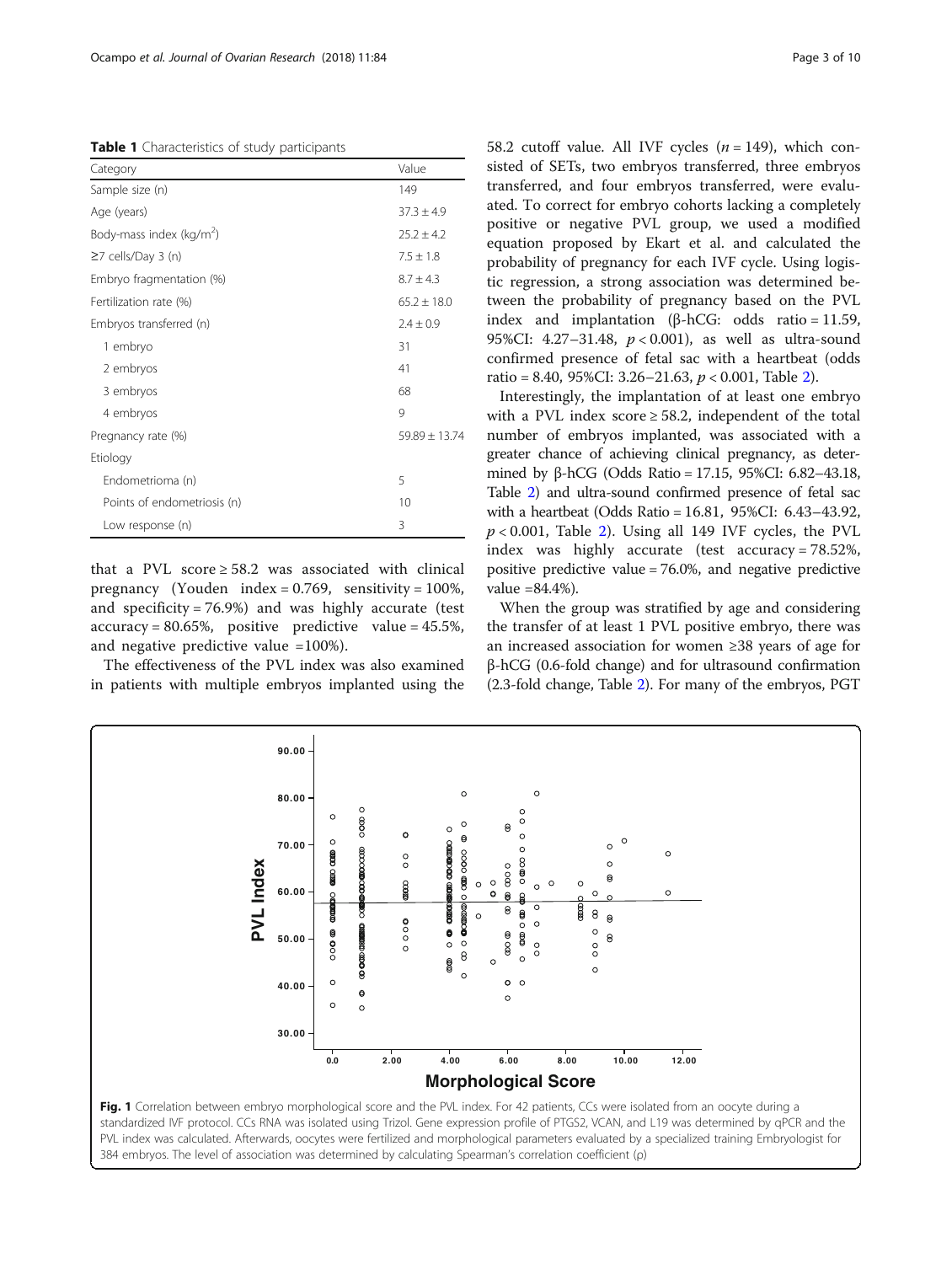**Table 1** Characteristics of study participants

| Category | Value |
|---|---|
| Sample size (n) | 149 |
| Age (years) | 37.3 ± 4.9 |
| Body-mass index (kg/m$^2$) | 25.2 ± 4.2 |
| ≥7 cells/Day 3 (n) | 7.5 ± 1.8 |
| Embryo fragmentation (%) | 8.7 ± 4.3 |
| Fertilization rate (%) | 65.2 ± 18.0 |
| Embryos transferred (n) | 2.4 ± 0.9 |
| 1 embryo | 31 |
| 2 embryos | 41 |
| 3 embryos | 68 |
| 4 embryos | 9 |
| Pregnancy rate (%) | 59.89 ± 13.74 |
| Etiology | |
| Endometrioma (n) | 5 |
| Points of endometriosis (n) | 10 |
| Low response (n) | 3 |

that a PVL score ≥ 58.2 was associated with clinical pregnancy (Youden index = 0.769, sensitivity = 100%, and specificity = 76.9%) and was highly accurate (test accuracy = 80.65%, positive predictive value = 45.5%, and negative predictive value =100%).

The effectiveness of the PVL index was also examined in patients with multiple embryos implanted using the 58.2 cutoff value. All IVF cycles ($n = 149$), which consisted of SETs, two embryos transferred, three embryos transferred, and four embryos transferred, were evaluated. To correct for embryo cohorts lacking a completely positive or negative PVL group, we used a modified equation proposed by Ekart et al. and calculated the probability of pregnancy for each IVF cycle. Using logistic regression, a strong association was determined between the probability of pregnancy based on the PVL index and implantation (β-hCG: odds ratio = 11.59, 95%CI: 4.27–31.48, $p < 0.001$), as well as ultra-sound confirmed presence of fetal sac with a heartbeat (odds ratio = 8.40, 95%CI: 3.26–21.63, $p < 0.001$, Table 2).

Interestingly, the implantation of at least one embryo with a PVL index score ≥ 58.2, independent of the total number of embryos implanted, was associated with a greater chance of achieving clinical pregnancy, as determined by β-hCG (Odds Ratio = 17.15, 95%CI: 6.82–43.18, Table 2) and ultra-sound confirmed presence of fetal sac with a heartbeat (Odds Ratio = 16.81, 95%CI: 6.43–43.92, $p < 0.001$, Table 2). Using all 149 IVF cycles, the PVL index was highly accurate (test accuracy = 78.52%, positive predictive value = 76.0%, and negative predictive value =84.4%).

When the group was stratified by age and considering the transfer of at least 1 PVL positive embryo, there was an increased association for women ≥38 years of age for β-hCG (0.6-fold change) and for ultrasound confirmation (2.3-fold change, Table 2). For many of the embryos, PGT

**Fig. 1** Correlation between embryo morphological score and the PVL index. For 42 patients, CCs were isolated from an oocyte during a standardized IVF protocol. CCs RNA was isolated using Trizol. Gene expression profile of PTGS2, VCAN, and L19 was determined by qPCR and the PVL index was calculated. Afterwards, oocytes were fertilized and morphological parameters evaluated by a specialized training Embryologist for 384 embryos. The level of association was determined by calculating Spearman's correlation coefficient (ρ)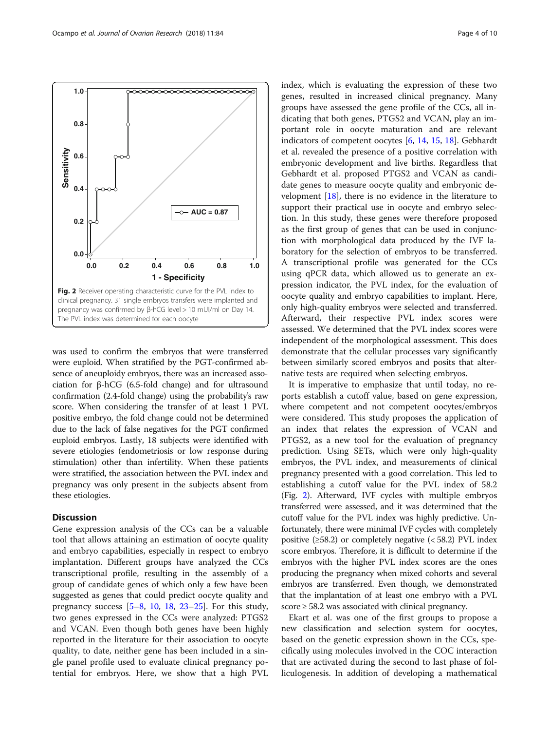Fig. 2 Receiver operating characteristic curve for the PVL index to clinical pregnancy. 31 single embryos transfers were implanted and pregnancy was confirmed by β-hCG level > 10 mUI/ml on Day 14. The PVL index was determined for each oocyte

was used to confirm the embryos that were transferred were euploid. When stratified by the PGT-confirmed absence of aneuploidy embryos, there was an increased association for β-hCG (6.5-fold change) and for ultrasound confirmation (2.4-fold change) using the probability's raw score. When considering the transfer of at least 1 PVL positive embryo, the fold change could not be determined due to the lack of false negatives for the PGT confirmed euploid embryos. Lastly, 18 subjects were identified with severe etiologies (endometriosis or low response during stimulation) other than infertility. When these patients were stratified, the association between the PVL index and pregnancy was only present in the subjects absent from these etiologies.

## Discussion

Gene expression analysis of the CCs can be a valuable tool that allows attaining an estimation of oocyte quality and embryo capabilities, especially in respect to embryo implantation. Different groups have analyzed the CCs transcriptional profile, resulting in the assembly of a group of candidate genes of which only a few have been suggested as genes that could predict oocyte quality and pregnancy success [5–8, 10, 18, 23–25]. For this study, two genes expressed in the CCs were analyzed: PTGS2 and VCAN. Even though both genes have been highly reported in the literature for their association to oocyte quality, to date, neither gene has been included in a single panel profile used to evaluate clinical pregnancy potential for embryos. Here, we show that a high PVL index, which is evaluating the expression of these two genes, resulted in increased clinical pregnancy. Many groups have assessed the gene profile of the CCs, all indicating that both genes, PTGS2 and VCAN, play an important role in oocyte maturation and are relevant indicators of competent oocytes [6, 14, 15, 18]. Gebhardt et al. revealed the presence of a positive correlation with embryonic development and live births. Regardless that Gebhardt et al. proposed PTGS2 and VCAN as candidate genes to measure oocyte quality and embryonic development [18], there is no evidence in the literature to support their practical use in oocyte and embryo selection. In this study, these genes were therefore proposed as the first group of genes that can be used in conjunction with morphological data produced by the IVF laboratory for the selection of embryos to be transferred. A transcriptional profile was generated for the CCs using qPCR data, which allowed us to generate an expression indicator, the PVL index, for the evaluation of oocyte quality and embryo capabilities to implant. Here, only high-quality embryos were selected and transferred. Afterward, their respective PVL index scores were assessed. We determined that the PVL index scores were independent of the morphological assessment. This does demonstrate that the cellular processes vary significantly between similarly scored embryos and posits that alternative tests are required when selecting embryos.

It is imperative to emphasize that until today, no reports establish a cutoff value, based on gene expression, where competent and not competent oocytes/embryos were considered. This study proposes the application of an index that relates the expression of VCAN and PTGS2, as a new tool for the evaluation of pregnancy prediction. Using SETs, which were only high-quality embryos, the PVL index, and measurements of clinical pregnancy presented with a good correlation. This led to establishing a cutoff value for the PVL index of 58.2 (Fig. 2). Afterward, IVF cycles with multiple embryos transferred were assessed, and it was determined that the cutoff value for the PVL index was highly predictive. Unfortunately, there were minimal IVF cycles with completely positive (≥58.2) or completely negative (< 58.2) PVL index score embryos. Therefore, it is difficult to determine if the embryos with the higher PVL index scores are the ones producing the pregnancy when mixed cohorts and several embryos are transferred. Even though, we demonstrated that the implantation of at least one embryo with a PVL score ≥ 58.2 was associated with clinical pregnancy.

Ekart et al. was one of the first groups to propose a new classification and selection system for oocytes, based on the genetic expression shown in the CCs, specifically using molecules involved in the COC interaction that are activated during the second to last phase of folliculogenesis. In addition of developing a mathematical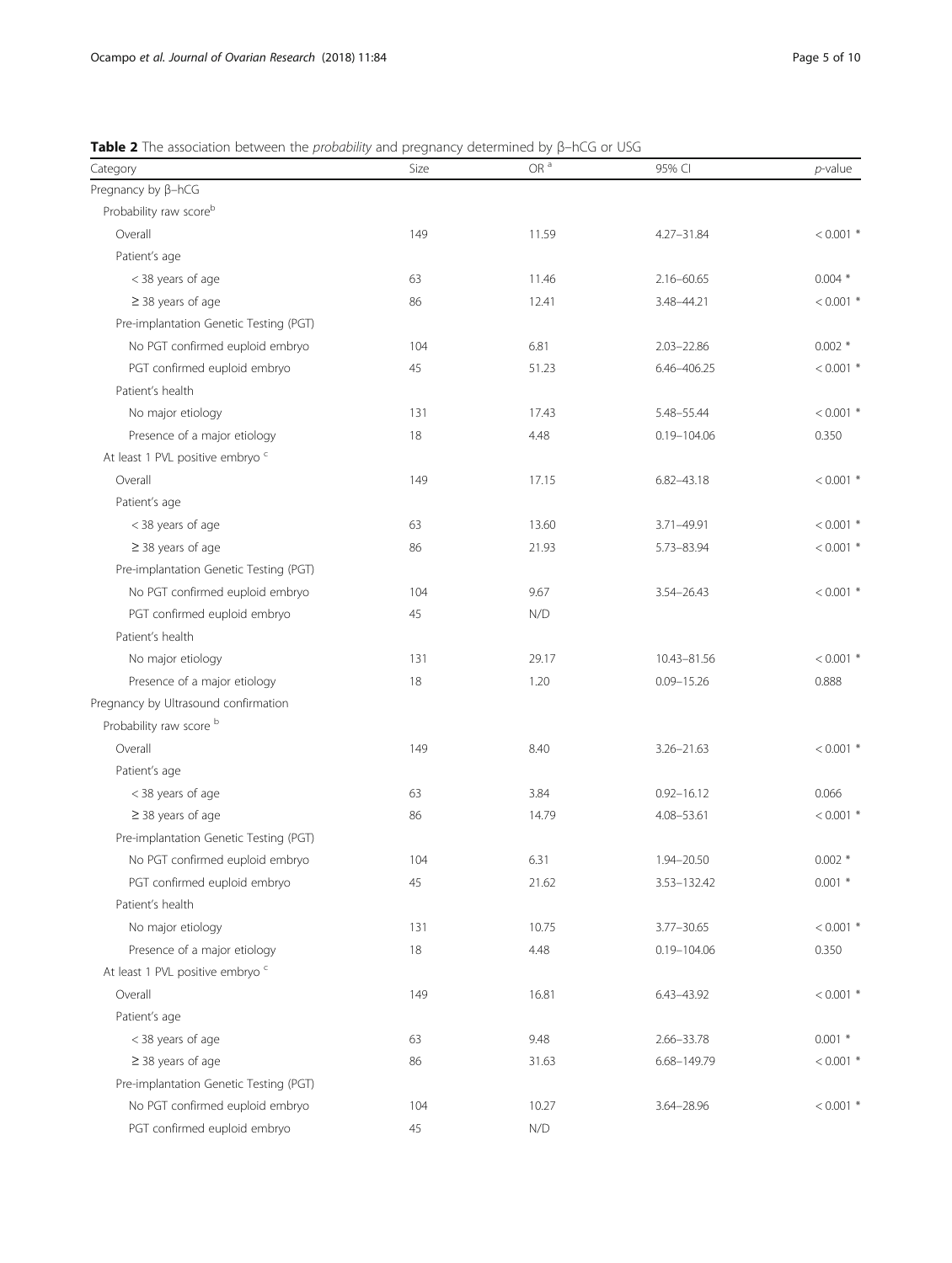**Table 2** The association between the *probability* and pregnancy determined by β–hCG or USG

| Category | Size | OR [a] | 95% CI | *p*-value |
|---|---|---|---|---|
| Pregnancy by β–hCG | | | | |
| Probability raw score[b] | | | | |
| Overall | 149 | 11.59 | 4.27–31.84 | < 0.001 * |
| Patient's age | | | | |
| < 38 years of age | 63 | 11.46 | 2.16–60.65 | 0.004 * |
| ≥ 38 years of age | 86 | 12.41 | 3.48–44.21 | < 0.001 * |
| Pre-implantation Genetic Testing (PGT) | | | | |
| No PGT confirmed euploid embryo | 104 | 6.81 | 2.03–22.86 | 0.002 * |
| PGT confirmed euploid embryo | 45 | 51.23 | 6.46–406.25 | < 0.001 * |
| Patient's health | | | | |
| No major etiology | 131 | 17.43 | 5.48–55.44 | < 0.001 * |
| Presence of a major etiology | 18 | 4.48 | 0.19–104.06 | 0.350 |
| At least 1 PVL positive embryo [c] | | | | |
| Overall | 149 | 17.15 | 6.82–43.18 | < 0.001 * |
| Patient's age | | | | |
| < 38 years of age | 63 | 13.60 | 3.71–49.91 | < 0.001 * |
| ≥ 38 years of age | 86 | 21.93 | 5.73–83.94 | < 0.001 * |
| Pre-implantation Genetic Testing (PGT) | | | | |
| No PGT confirmed euploid embryo | 104 | 9.67 | 3.54–26.43 | < 0.001 * |
| PGT confirmed euploid embryo | 45 | N/D | | |
| Patient's health | | | | |
| No major etiology | 131 | 29.17 | 10.43–81.56 | < 0.001 * |
| Presence of a major etiology | 18 | 1.20 | 0.09–15.26 | 0.888 |
| Pregnancy by Ultrasound confirmation | | | | |
| Probability raw score [b] | | | | |
| Overall | 149 | 8.40 | 3.26–21.63 | < 0.001 * |
| Patient's age | | | | |
| < 38 years of age | 63 | 3.84 | 0.92–16.12 | 0.066 |
| ≥ 38 years of age | 86 | 14.79 | 4.08–53.61 | < 0.001 * |
| Pre-implantation Genetic Testing (PGT) | | | | |
| No PGT confirmed euploid embryo | 104 | 6.31 | 1.94–20.50 | 0.002 * |
| PGT confirmed euploid embryo | 45 | 21.62 | 3.53–132.42 | 0.001 * |
| Patient's health | | | | |
| No major etiology | 131 | 10.75 | 3.77–30.65 | < 0.001 * |
| Presence of a major etiology | 18 | 4.48 | 0.19–104.06 | 0.350 |
| At least 1 PVL positive embryo [c] | | | | |
| Overall | 149 | 16.81 | 6.43–43.92 | < 0.001 * |
| Patient's age | | | | |
| < 38 years of age | 63 | 9.48 | 2.66–33.78 | 0.001 * |
| ≥ 38 years of age | 86 | 31.63 | 6.68–149.79 | < 0.001 * |
| Pre-implantation Genetic Testing (PGT) | | | | |
| No PGT confirmed euploid embryo | 104 | 10.27 | 3.64–28.96 | < 0.001 * |
| PGT confirmed euploid embryo | 45 | N/D | | |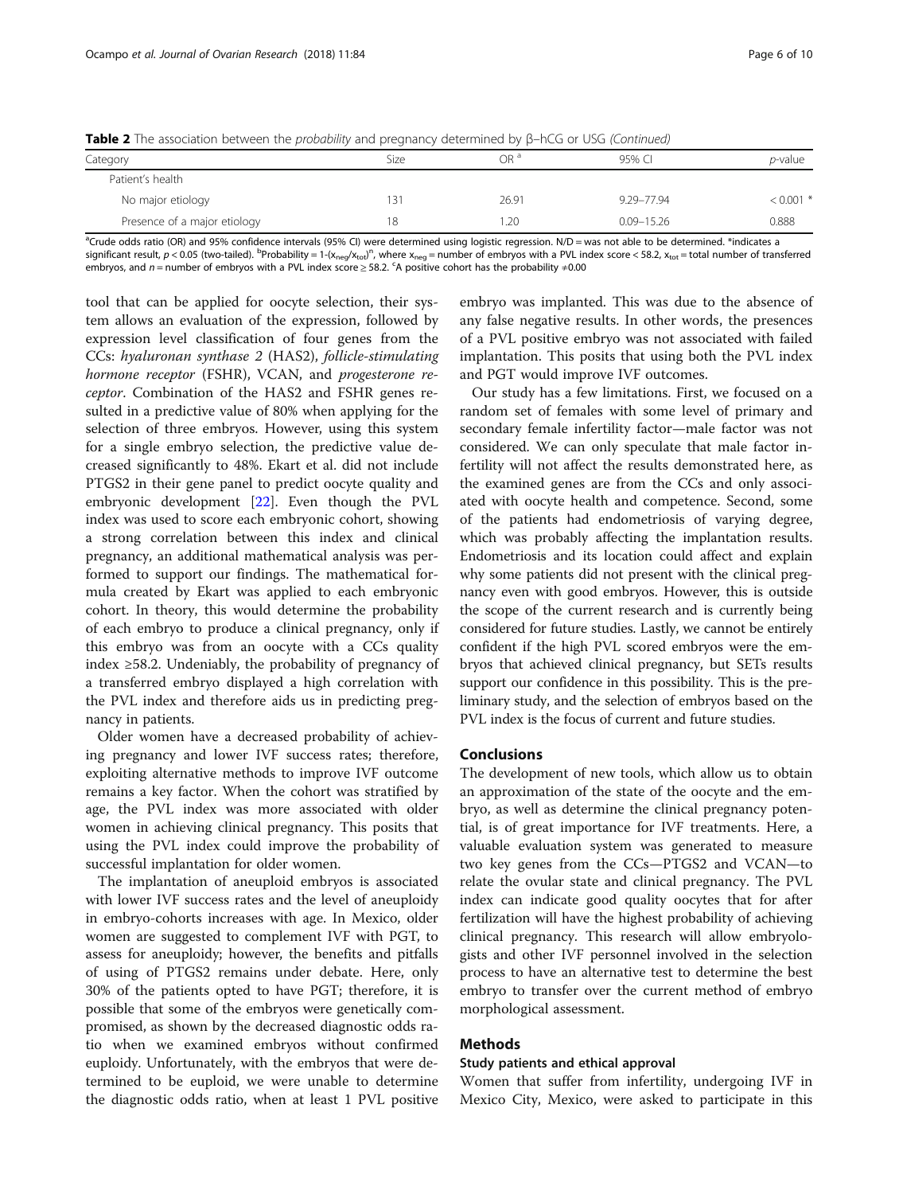**Table 2** The association between the *probability* and pregnancy determined by β–hCG or USG *(Continued)*

| Category | Size | OR [a] | 95% CI | *p*-value |
|---|---|---|---|---|
| Patient's health | | | | |
| No major etiology | 131 | 26.91 | 9.29–77.94 | < 0.001 * |
| Presence of a major etiology | 18 | 1.20 | 0.09–15.26 | 0.888 |

[a]Crude odds ratio (OR) and 95% confidence intervals (95% CI) were determined using logistic regression. N/D = was not able to be determined. *indicates a significant result, $p < 0.05$ (two-tailed). [b]Probability = $1-(x_{neg}/x_{tot})^{n}$, where $x_{neg}$ = number of embryos with a PVL index score < 58.2, $x_{tot}$ = total number of transferred embryos, and $n$ = number of embryos with a PVL index score ≥ 58.2. [c]A positive cohort has the probability ≠0.00

tool that can be applied for oocyte selection, their system allows an evaluation of the expression, followed by expression level classification of four genes from the CCs: *hyaluronan synthase 2* (HAS2), *follicle-stimulating hormone receptor* (FSHR), VCAN, and *progesterone receptor*. Combination of the HAS2 and FSHR genes resulted in a predictive value of 80% when applying for the selection of three embryos. However, using this system for a single embryo selection, the predictive value decreased significantly to 48%. Ekart et al. did not include PTGS2 in their gene panel to predict oocyte quality and embryonic development [22]. Even though the PVL index was used to score each embryonic cohort, showing a strong correlation between this index and clinical pregnancy, an additional mathematical analysis was performed to support our findings. The mathematical formula created by Ekart was applied to each embryonic cohort. In theory, this would determine the probability of each embryo to produce a clinical pregnancy, only if this embryo was from an oocyte with a CCs quality index ≥58.2. Undeniably, the probability of pregnancy of a transferred embryo displayed a high correlation with the PVL index and therefore aids us in predicting pregnancy in patients.

Older women have a decreased probability of achieving pregnancy and lower IVF success rates; therefore, exploiting alternative methods to improve IVF outcome remains a key factor. When the cohort was stratified by age, the PVL index was more associated with older women in achieving clinical pregnancy. This posits that using the PVL index could improve the probability of successful implantation for older women.

The implantation of aneuploid embryos is associated with lower IVF success rates and the level of aneuploidy in embryo-cohorts increases with age. In Mexico, older women are suggested to complement IVF with PGT, to assess for aneuploidy; however, the benefits and pitfalls of using of PTGS2 remains under debate. Here, only 30% of the patients opted to have PGT; therefore, it is possible that some of the embryos were genetically compromised, as shown by the decreased diagnostic odds ratio when we examined embryos without confirmed euploidy. Unfortunately, with the embryos that were determined to be euploid, we were unable to determine the diagnostic odds ratio, when at least 1 PVL positive embryo was implanted. This was due to the absence of any false negative results. In other words, the presences of a PVL positive embryo was not associated with failed implantation. This posits that using both the PVL index and PGT would improve IVF outcomes.

Our study has a few limitations. First, we focused on a random set of females with some level of primary and secondary female infertility factor—male factor was not considered. We can only speculate that male factor infertility will not affect the results demonstrated here, as the examined genes are from the CCs and only associated with oocyte health and competence. Second, some of the patients had endometriosis of varying degree, which was probably affecting the implantation results. Endometriosis and its location could affect and explain why some patients did not present with the clinical pregnancy even with good embryos. However, this is outside the scope of the current research and is currently being considered for future studies. Lastly, we cannot be entirely confident if the high PVL scored embryos were the embryos that achieved clinical pregnancy, but SETs results support our confidence in this possibility. This is the preliminary study, and the selection of embryos based on the PVL index is the focus of current and future studies.

## Conclusions

The development of new tools, which allow us to obtain an approximation of the state of the oocyte and the embryo, as well as determine the clinical pregnancy potential, is of great importance for IVF treatments. Here, a valuable evaluation system was generated to measure two key genes from the CCs—PTGS2 and VCAN—to relate the ovular state and clinical pregnancy. The PVL index can indicate good quality oocytes that for after fertilization will have the highest probability of achieving clinical pregnancy. This research will allow embryologists and other IVF personnel involved in the selection process to have an alternative test to determine the best embryo to transfer over the current method of embryo morphological assessment.

## Methods

### Study patients and ethical approval

Women that suffer from infertility, undergoing IVF in Mexico City, Mexico, were asked to participate in this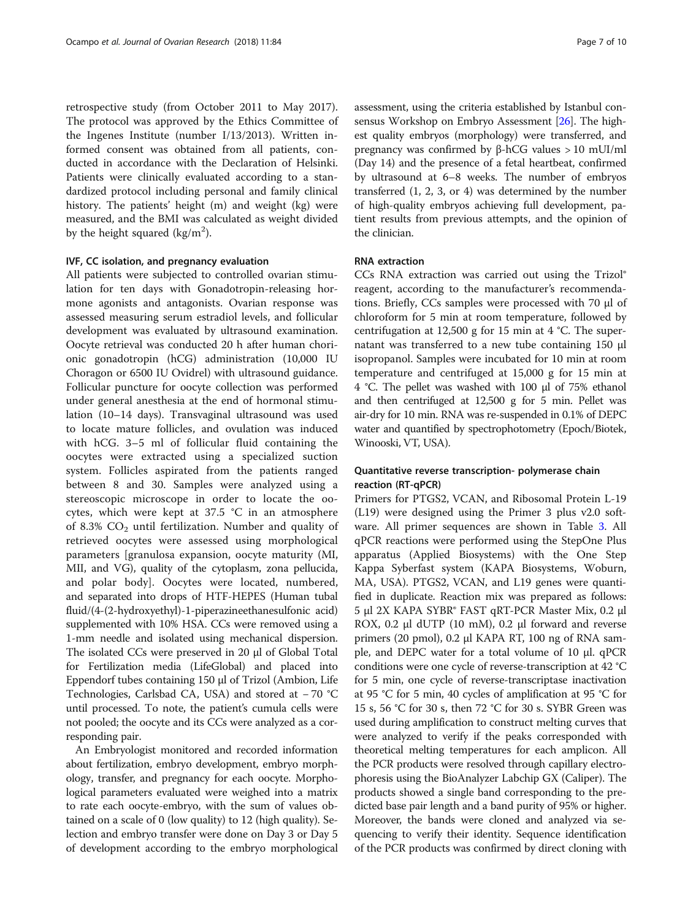retrospective study (from October 2011 to May 2017). The protocol was approved by the Ethics Committee of the Ingenes Institute (number I/13/2013). Written informed consent was obtained from all patients, conducted in accordance with the Declaration of Helsinki. Patients were clinically evaluated according to a standardized protocol including personal and family clinical history. The patients' height (m) and weight (kg) were measured, and the BMI was calculated as weight divided by the height squared ($kg/m^2$).

### IVF, CC isolation, and pregnancy evaluation

All patients were subjected to controlled ovarian stimulation for ten days with Gonadotropin-releasing hormone agonists and antagonists. Ovarian response was assessed measuring serum estradiol levels, and follicular development was evaluated by ultrasound examination. Oocyte retrieval was conducted 20 h after human chorionic gonadotropin (hCG) administration (10,000 IU Choragon or 6500 IU Ovidrel) with ultrasound guidance. Follicular puncture for oocyte collection was performed under general anesthesia at the end of hormonal stimulation (10–14 days). Transvaginal ultrasound was used to locate mature follicles, and ovulation was induced with hCG. 3–5 ml of follicular fluid containing the oocytes were extracted using a specialized suction system. Follicles aspirated from the patients ranged between 8 and 30. Samples were analyzed using a stereoscopic microscope in order to locate the oocytes, which were kept at 37.5 °C in an atmosphere of 8.3% $CO_2$ until fertilization. Number and quality of retrieved oocytes were assessed using morphological parameters [granulosa expansion, oocyte maturity (MI, MII, and VG), quality of the cytoplasm, zona pellucida, and polar body]. Oocytes were located, numbered, and separated into drops of HTF-HEPES (Human tubal fluid/(4-(2-hydroxyethyl)-1-piperazineethanesulfonic acid) supplemented with 10% HSA. CCs were removed using a 1-mm needle and isolated using mechanical dispersion. The isolated CCs were preserved in 20 μl of Global Total for Fertilization media (LifeGlobal) and placed into Eppendorf tubes containing 150 μl of Trizol (Ambion, Life Technologies, Carlsbad CA, USA) and stored at − 70 °C until processed. To note, the patient's cumula cells were not pooled; the oocyte and its CCs were analyzed as a corresponding pair.

An Embryologist monitored and recorded information about fertilization, embryo development, embryo morphology, transfer, and pregnancy for each oocyte. Morphological parameters evaluated were weighed into a matrix to rate each oocyte-embryo, with the sum of values obtained on a scale of 0 (low quality) to 12 (high quality). Selection and embryo transfer were done on Day 3 or Day 5 of development according to the embryo morphological assessment, using the criteria established by Istanbul consensus Workshop on Embryo Assessment [26]. The highest quality embryos (morphology) were transferred, and pregnancy was confirmed by β-hCG values > 10 mUI/ml (Day 14) and the presence of a fetal heartbeat, confirmed by ultrasound at 6–8 weeks. The number of embryos transferred (1, 2, 3, or 4) was determined by the number of high-quality embryos achieving full development, patient results from previous attempts, and the opinion of the clinician.

### RNA extraction

CCs RNA extraction was carried out using the Trizol® reagent, according to the manufacturer's recommendations. Briefly, CCs samples were processed with 70 μl of chloroform for 5 min at room temperature, followed by centrifugation at 12,500 g for 15 min at 4 °C. The supernatant was transferred to a new tube containing 150 μl isopropanol. Samples were incubated for 10 min at room temperature and centrifuged at 15,000 g for 15 min at 4 °C. The pellet was washed with 100 μl of 75% ethanol and then centrifuged at 12,500 g for 5 min. Pellet was air-dry for 10 min. RNA was re-suspended in 0.1% of DEPC water and quantified by spectrophotometry (Epoch/Biotek, Winooski, VT, USA).

### Quantitative reverse transcription- polymerase chain reaction (RT-qPCR)

Primers for PTGS2, VCAN, and Ribosomal Protein L-19 (L19) were designed using the Primer 3 plus v2.0 software. All primer sequences are shown in Table 3. All qPCR reactions were performed using the StepOne Plus apparatus (Applied Biosystems) with the One Step Kappa Syberfast system (KAPA Biosystems, Woburn, MA, USA). PTGS2, VCAN, and L19 genes were quantified in duplicate. Reaction mix was prepared as follows: 5 μl 2X KAPA SYBR® FAST qRT-PCR Master Mix, 0.2 μl ROX, 0.2 μl dUTP (10 mM), 0.2 μl forward and reverse primers (20 pmol), 0.2 μl KAPA RT, 100 ng of RNA sample, and DEPC water for a total volume of 10 μl. qPCR conditions were one cycle of reverse-transcription at 42 °C for 5 min, one cycle of reverse-transcriptase inactivation at 95 °C for 5 min, 40 cycles of amplification at 95 °C for 15 s, 56 °C for 30 s, then 72 °C for 30 s. SYBR Green was used during amplification to construct melting curves that were analyzed to verify if the peaks corresponded with theoretical melting temperatures for each amplicon. All the PCR products were resolved through capillary electrophoresis using the BioAnalyzer Labchip GX (Caliper). The products showed a single band corresponding to the predicted base pair length and a band purity of 95% or higher. Moreover, the bands were cloned and analyzed via sequencing to verify their identity. Sequence identification of the PCR products was confirmed by direct cloning with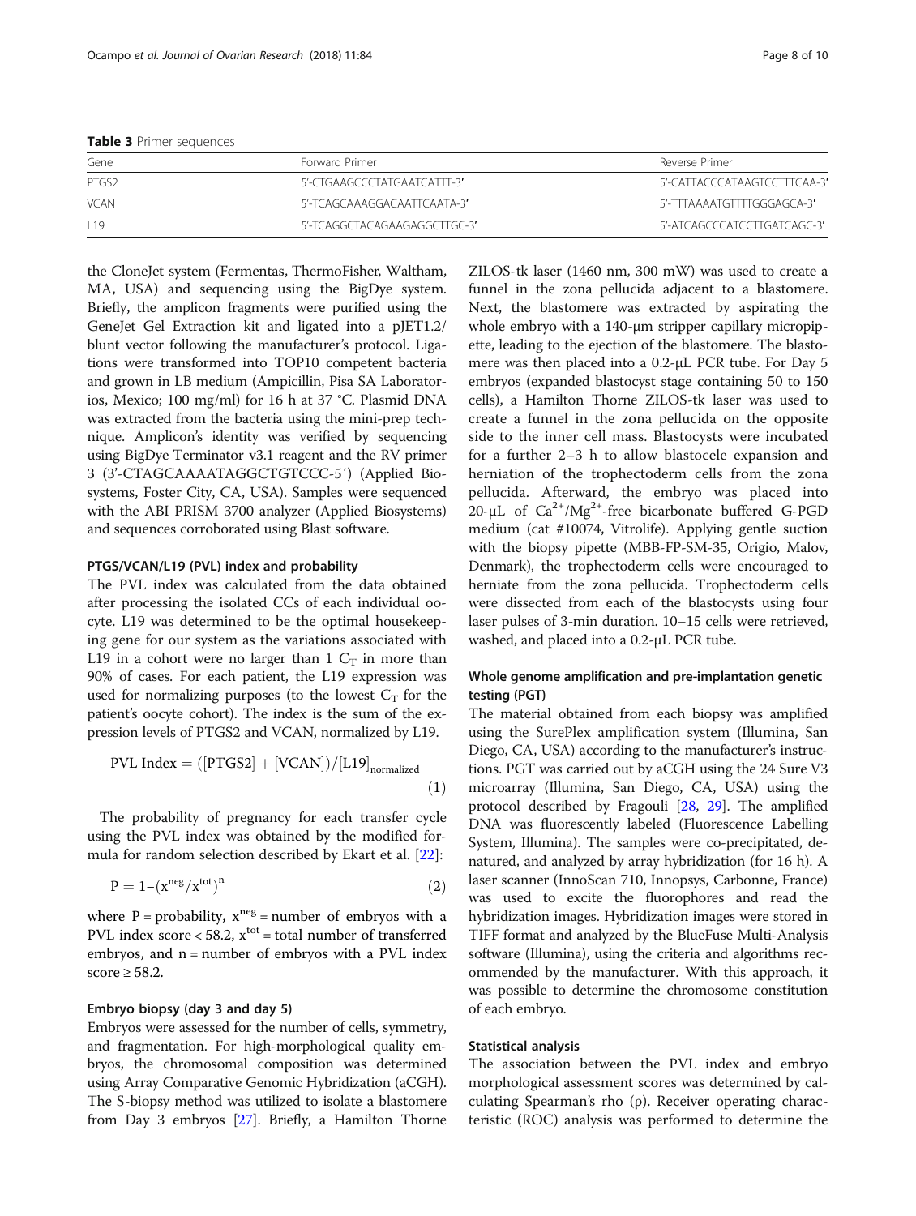**Table 3** Primer sequences

| Gene | Forward Primer | Reverse Primer |
|---|---|---|
| PTGS2 | 5'-CTGAAGCCCTATGAATCATTT-3' | 5'-CATTACCCATAAGTCCTTTCAA-3' |
| VCAN | 5'-TCAGCAAAGGACAATTCAATA-3' | 5'-TTTAAAATGTTTTGGGAGCA-3' |
| L19 | 5'-TCAGGCTACAGAAGAGGCTTGC-3' | 5'-ATCAGCCCATCCTTGATCAGC-3' |

the CloneJet system (Fermentas, ThermoFisher, Waltham, MA, USA) and sequencing using the BigDye system. Briefly, the amplicon fragments were purified using the GeneJet Gel Extraction kit and ligated into a pJET1.2/blunt vector following the manufacturer's protocol. Ligations were transformed into TOP10 competent bacteria and grown in LB medium (Ampicillin, Pisa SA Laboratories, Mexico; 100 mg/ml) for 16 h at 37 °C. Plasmid DNA was extracted from the bacteria using the mini-prep technique. Amplicon's identity was verified by sequencing using BigDye Terminator v3.1 reagent and the RV primer 3 (3'-CTAGCAAAATAGGCTGTCCC-5′) (Applied Biosystems, Foster City, CA, USA). Samples were sequenced with the ABI PRISM 3700 analyzer (Applied Biosystems) and sequences corroborated using Blast software.

### PTGS/VCAN/L19 (PVL) index and probability

The PVL index was calculated from the data obtained after processing the isolated CCs of each individual oocyte. L19 was determined to be the optimal housekeeping gene for our system as the variations associated with L19 in a cohort were no larger than 1 $C_T$ in more than 90% of cases. For each patient, the L19 expression was used for normalizing purposes (to the lowest $C_T$ for the patient's oocyte cohort). The index is the sum of the expression levels of PTGS2 and VCAN, normalized by L19.

$$\text{PVL Index} = ([\text{PTGS2}] + [\text{VCAN}])/[\text{L19}]_{\text{normalized}} \tag{1}$$

The probability of pregnancy for each transfer cycle using the PVL index was obtained by the modified formula for random selection described by Ekart et al. [22]:

$$P = 1-(x^{neg}/x^{tot})^n \tag{2}$$

where P = probability, $x^{neg}$ = number of embryos with a PVL index score < 58.2, $x^{tot}$ = total number of transferred embryos, and n = number of embryos with a PVL index score ≥ 58.2.

### Embryo biopsy (day 3 and day 5)

Embryos were assessed for the number of cells, symmetry, and fragmentation. For high-morphological quality embryos, the chromosomal composition was determined using Array Comparative Genomic Hybridization (aCGH). The S-biopsy method was utilized to isolate a blastomere from Day 3 embryos [27]. Briefly, a Hamilton Thorne ZILOS-tk laser (1460 nm, 300 mW) was used to create a funnel in the zona pellucida adjacent to a blastomere. Next, the blastomere was extracted by aspirating the whole embryo with a 140-μm stripper capillary micropipette, leading to the ejection of the blastomere. The blastomere was then placed into a 0.2-μL PCR tube. For Day 5 embryos (expanded blastocyst stage containing 50 to 150 cells), a Hamilton Thorne ZILOS-tk laser was used to create a funnel in the zona pellucida on the opposite side to the inner cell mass. Blastocysts were incubated for a further 2–3 h to allow blastocele expansion and herniation of the trophectoderm cells from the zona pellucida. Afterward, the embryo was placed into 20-μL of $Ca^{2+}/Mg^{2+}$-free bicarbonate buffered G-PGD medium (cat #10074, Vitrolife). Applying gentle suction with the biopsy pipette (MBB-FP-SM-35, Origio, Malov, Denmark), the trophectoderm cells were encouraged to herniate from the zona pellucida. Trophectoderm cells were dissected from each of the blastocysts using four laser pulses of 3-min duration. 10–15 cells were retrieved, washed, and placed into a 0.2-μL PCR tube.

### Whole genome amplification and pre-implantation genetic testing (PGT)

The material obtained from each biopsy was amplified using the SurePlex amplification system (Illumina, San Diego, CA, USA) according to the manufacturer's instructions. PGT was carried out by aCGH using the 24 Sure V3 microarray (Illumina, San Diego, CA, USA) using the protocol described by Fragouli [28, 29]. The amplified DNA was fluorescently labeled (Fluorescence Labelling System, Illumina). The samples were co-precipitated, denatured, and analyzed by array hybridization (for 16 h). A laser scanner (InnoScan 710, Innopsys, Carbonne, France) was used to excite the fluorophores and read the hybridization images. Hybridization images were stored in TIFF format and analyzed by the BlueFuse Multi-Analysis software (Illumina), using the criteria and algorithms recommended by the manufacturer. With this approach, it was possible to determine the chromosome constitution of each embryo.

### Statistical analysis

The association between the PVL index and embryo morphological assessment scores was determined by calculating Spearman's rho (ρ). Receiver operating characteristic (ROC) analysis was performed to determine the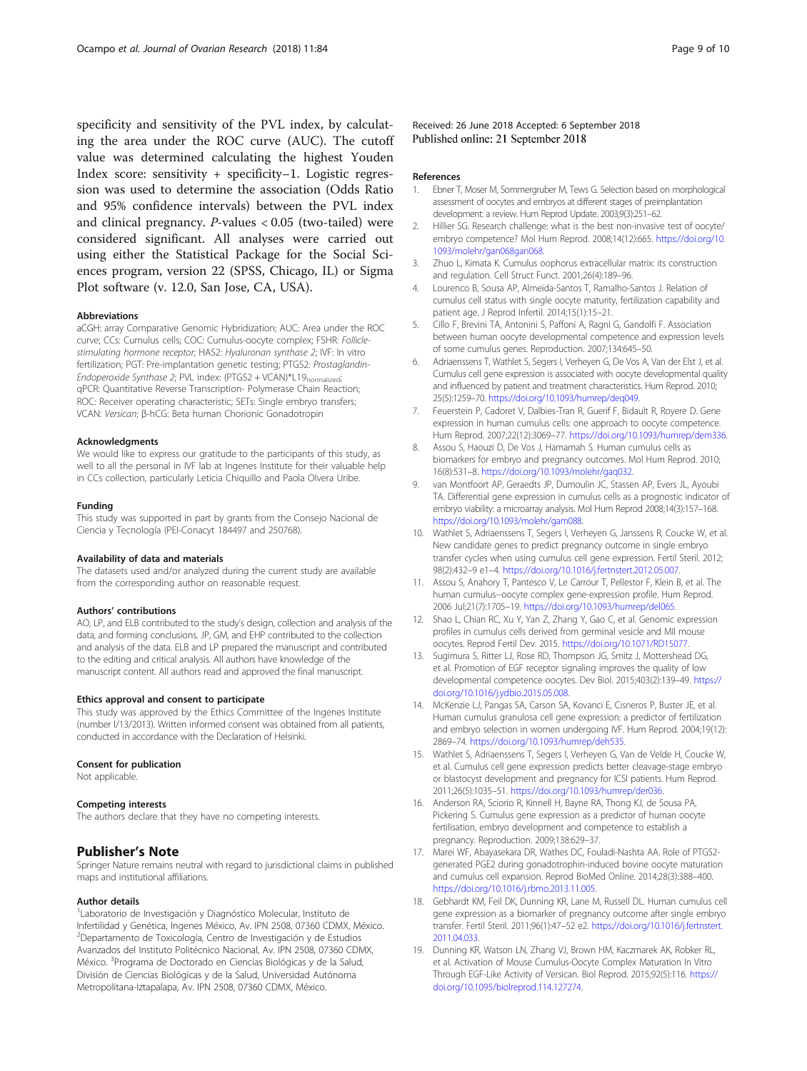specificity and sensitivity of the PVL index, by calculating the area under the ROC curve (AUC). The cutoff value was determined calculating the highest Youden Index score: sensitivity + specificity–1. Logistic regression was used to determine the association (Odds Ratio and 95% confidence intervals) between the PVL index and clinical pregnancy. *P*-values < 0.05 (two-tailed) were considered significant. All analyses were carried out using either the Statistical Package for the Social Sciences program, version 22 (SPSS, Chicago, IL) or Sigma Plot software (v. 12.0, San Jose, CA, USA).

#### Abbreviations

aCGH: array Comparative Genomic Hybridization; AUC: Area under the ROC curve; CCs: Cumulus cells; COC: Cumulus-oocyte complex; FSHR: *Follicle-stimulating hormone receptor*; HAS2: *Hyaluronan synthase 2*; IVF: In vitro fertilization; PGT: Pre-implantation genetic testing; PTGS2: *Prostaglandin-Endoperoxide Synthase 2*; PVL index: (PTGS2 + VCAN)*$L19_{normalized}$; qPCR: Quantitative Reverse Transcription- Polymerase Chain Reaction; ROC: Receiver operating characteristic; SETs: Single embryo transfers; VCAN: *Versican*; β-hCG: Beta human Chorionic Gonadotropin

#### Acknowledgments

We would like to express our gratitude to the participants of this study, as well to all the personal in IVF lab at Ingenes Institute for their valuable help in CCs collection, particularly Leticia Chiquillo and Paola Olvera Uribe.

#### Funding

This study was supported in part by grants from the Consejo Nacional de Ciencia y Tecnología (PEI-Conacyt 184497 and 250768).

#### Availability of data and materials

The datasets used and/or analyzed during the current study are available from the corresponding author on reasonable request.

#### Authors' contributions

AO, LP, and ELB contributed to the study's design, collection and analysis of the data, and forming conclusions. JP, GM, and EHP contributed to the collection and analysis of the data. ELB and LP prepared the manuscript and contributed to the editing and critical analysis. All authors have knowledge of the manuscript content. All authors read and approved the final manuscript.

#### Ethics approval and consent to participate

This study was approved by the Ethics Committee of the Ingenes Institute (number I/13/2013). Written informed consent was obtained from all patients, conducted in accordance with the Declaration of Helsinki.

#### Consent for publication

Not applicable.

#### Competing interests

The authors declare that they have no competing interests.

## Publisher's Note

Springer Nature remains neutral with regard to jurisdictional claims in published maps and institutional affiliations.

#### Author details

[1]Laboratorio de Investigación y Diagnóstico Molecular, Instituto de Infertilidad y Genética, Ingenes México, Av. IPN 2508, 07360 CDMX, México. [2]Departamento de Toxicología, Centro de Investigación y de Estudios Avanzados del Instituto Politécnico Nacional, Av. IPN 2508, 07360 CDMX, México. [3]Programa de Doctorado en Ciencias Biológicas y de la Salud, División de Ciencias Biológicas y de la Salud, Universidad Autónoma Metropolitana-Iztapalapa, Av. IPN 2508, 07360 CDMX, México.

Received: 26 June 2018 Accepted: 6 September 2018
Published online: 21 September 2018

#### References

1. Ebner T, Moser M, Sommergruber M, Tews G. Selection based on morphological assessment of oocytes and embryos at different stages of preimplantation development: a review. Hum Reprod Update. 2003;9(3):251–62.
2. Hillier SG. Research challenge: what is the best non-invasive test of oocyte/embryo competence? Mol Hum Reprod. 2008;14(12):665. https://doi.org/10.1093/molehr/gan068gan068.
3. Zhuo L, Kimata K. Cumulus oophorus extracellular matrix: its construction and regulation. Cell Struct Funct. 2001;26(4):189–96.
4. Lourenco B, Sousa AP, Almeida-Santos T, Ramalho-Santos J. Relation of cumulus cell status with single oocyte maturity, fertilization capability and patient age. J Reprod Infertil. 2014;15(1):15–21.
5. Cillo F, Brevini TA, Antonini S, Paffoni A, Ragni G, Gandolfi F. Association between human oocyte developmental competence and expression levels of some cumulus genes. Reproduction. 2007;134:645–50.
6. Adriaenssens T, Wathlet S, Segers I, Verheyen G, De Vos A, Van der Elst J, et al. Cumulus cell gene expression is associated with oocyte developmental quality and influenced by patient and treatment characteristics. Hum Reprod. 2010; 25(5):1259–70. https://doi.org/10.1093/humrep/deq049.
7. Feuerstein P, Cadoret V, Dalbies-Tran R, Guerif F, Bidault R, Royere D. Gene expression in human cumulus cells: one approach to oocyte competence. Hum Reprod. 2007;22(12):3069–77. https://doi.org/10.1093/humrep/dem336.
8. Assou S, Haouzi D, De Vos J, Hamamah S. Human cumulus cells as biomarkers for embryo and pregnancy outcomes. Mol Hum Reprod. 2010; 16(8):531–8. https://doi.org/10.1093/molehr/gaq032.
9. van Montfoort AP, Geraedts JP, Dumoulin JC, Stassen AP, Evers JL, Ayoubi TA. Differential gene expression in cumulus cells as a prognostic indicator of embryo viability: a microarray analysis. Mol Hum Reprod 2008;14(3):157–168. https://doi.org/10.1093/molehr/gam088.
10. Wathlet S, Adriaenssens T, Segers I, Verheyen G, Janssens R, Coucke W, et al. New candidate genes to predict pregnancy outcome in single embryo transfer cycles when using cumulus cell gene expression. Fertil Steril. 2012; 98(2):432–9 e1–4. https://doi.org/10.1016/j.fertnstert.2012.05.007.
11. Assou S, Anahory T, Pantesco V, Le Carrour T, Pellestor F, Klein B, et al. The human cumulus--oocyte complex gene-expression profile. Hum Reprod. 2006 Jul;21(7):1705–19. https://doi.org/10.1093/humrep/del065.
12. Shao L, Chian RC, Xu Y, Yan Z, Zhang Y, Gao C, et al. Genomic expression profiles in cumulus cells derived from germinal vesicle and MII mouse oocytes. Reprod Fertil Dev. 2015. https://doi.org/10.1071/RD15077.
13. Sugimura S, Ritter LJ, Rose RD, Thompson JG, Smitz J, Mottershead DG, et al. Promotion of EGF receptor signaling improves the quality of low developmental competence oocytes. Dev Biol. 2015;403(2):139–49. https://doi.org/10.1016/j.ydbio.2015.05.008.
14. McKenzie LJ, Pangas SA, Carson SA, Kovanci E, Cisneros P, Buster JE, et al. Human cumulus granulosa cell gene expression: a predictor of fertilization and embryo selection in women undergoing IVF. Hum Reprod. 2004;19(12): 2869–74. https://doi.org/10.1093/humrep/deh535.
15. Wathlet S, Adriaenssens T, Segers I, Verheyen G, Van de Velde H, Coucke W, et al. Cumulus cell gene expression predicts better cleavage-stage embryo or blastocyst development and pregnancy for ICSI patients. Hum Reprod. 2011;26(5):1035–51. https://doi.org/10.1093/humrep/der036.
16. Anderson RA, Sciorio R, Kinnell H, Bayne RA, Thong KJ, de Sousa PA, Pickering S. Cumulus gene expression as a predictor of human oocyte fertilisation, embryo development and competence to establish a pregnancy. Reproduction. 2009;138:629–37.
17. Marei WF, Abayasekara DR, Wathes DC, Fouladi-Nashta AA. Role of PTGS2-generated PGE2 during gonadotrophin-induced bovine oocyte maturation and cumulus cell expansion. Reprod BioMed Online. 2014;28(3):388–400. https://doi.org/10.1016/j.rbmo.2013.11.005.
18. Gebhardt KM, Feil DK, Dunning KR, Lane M, Russell DL. Human cumulus cell gene expression as a biomarker of pregnancy outcome after single embryo transfer. Fertil Steril. 2011;96(1):47–52 e2. https://doi.org/10.1016/j.fertnstert.2011.04.033.
19. Dunning KR, Watson LN, Zhang VJ, Brown HM, Kaczmarek AK, Robker RL, et al. Activation of Mouse Cumulus-Oocyte Complex Maturation In Vitro Through EGF-Like Activity of Versican. Biol Reprod. 2015;92(5):116. https://doi.org/10.1095/biolreprod.114.127274.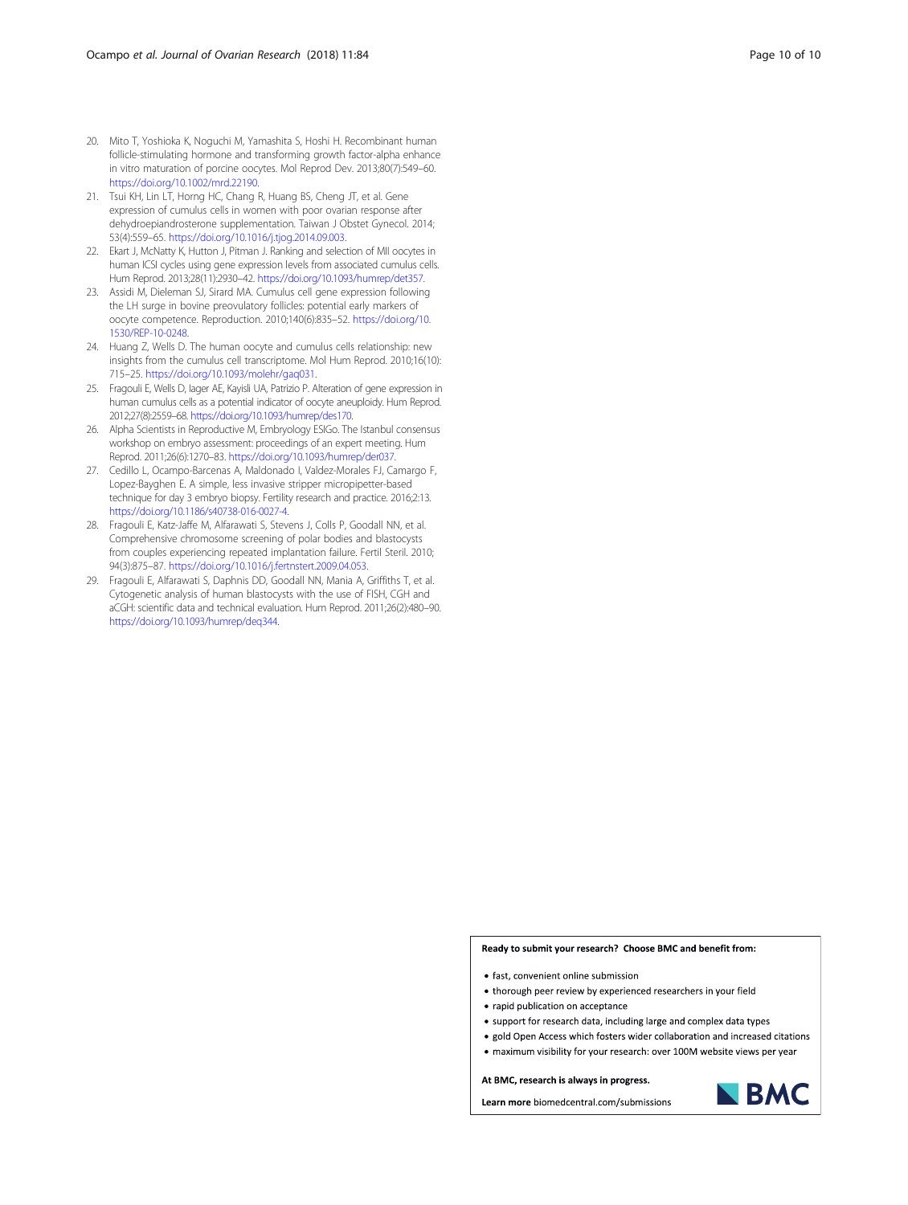20. Mito T, Yoshioka K, Noguchi M, Yamashita S, Hoshi H. Recombinant human follicle-stimulating hormone and transforming growth factor-alpha enhance in vitro maturation of porcine oocytes. Mol Reprod Dev. 2013;80(7):549–60. https://doi.org/10.1002/mrd.22190.
21. Tsui KH, Lin LT, Horng HC, Chang R, Huang BS, Cheng JT, et al. Gene expression of cumulus cells in women with poor ovarian response after dehydroepiandrosterone supplementation. Taiwan J Obstet Gynecol. 2014; 53(4):559–65. https://doi.org/10.1016/j.tjog.2014.09.003.
22. Ekart J, McNatty K, Hutton J, Pitman J. Ranking and selection of MII oocytes in human ICSI cycles using gene expression levels from associated cumulus cells. Hum Reprod. 2013;28(11):2930–42. https://doi.org/10.1093/humrep/det357.
23. Assidi M, Dieleman SJ, Sirard MA. Cumulus cell gene expression following the LH surge in bovine preovulatory follicles: potential early markers of oocyte competence. Reproduction. 2010;140(6):835–52. https://doi.org/10.1530/REP-10-0248.
24. Huang Z, Wells D. The human oocyte and cumulus cells relationship: new insights from the cumulus cell transcriptome. Mol Hum Reprod. 2010;16(10): 715–25. https://doi.org/10.1093/molehr/gaq031.
25. Fragouli E, Wells D, Iager AE, Kayisli UA, Patrizio P. Alteration of gene expression in human cumulus cells as a potential indicator of oocyte aneuploidy. Hum Reprod. 2012;27(8):2559–68. https://doi.org/10.1093/humrep/des170.
26. Alpha Scientists in Reproductive M, Embryology ESIGo. The Istanbul consensus workshop on embryo assessment: proceedings of an expert meeting. Hum Reprod. 2011;26(6):1270–83. https://doi.org/10.1093/humrep/der037.
27. Cedillo L, Ocampo-Barcenas A, Maldonado I, Valdez-Morales FJ, Camargo F, Lopez-Bayghen E. A simple, less invasive stripper micropipetter-based technique for day 3 embryo biopsy. Fertility research and practice. 2016;2:13. https://doi.org/10.1186/s40738-016-0027-4.
28. Fragouli E, Katz-Jaffe M, Alfarawati S, Stevens J, Colls P, Goodall NN, et al. Comprehensive chromosome screening of polar bodies and blastocysts from couples experiencing repeated implantation failure. Fertil Steril. 2010; 94(3):875–87. https://doi.org/10.1016/j.fertnstert.2009.04.053.
29. Fragouli E, Alfarawati S, Daphnis DD, Goodall NN, Mania A, Griffiths T, et al. Cytogenetic analysis of human blastocysts with the use of FISH, CGH and aCGH: scientific data and technical evaluation. Hum Reprod. 2011;26(2):480–90. https://doi.org/10.1093/humrep/deq344.

**Ready to submit your research? Choose BMC and benefit from:**

- fast, convenient online submission
- thorough peer review by experienced researchers in your field
- rapid publication on acceptance
- support for research data, including large and complex data types
- gold Open Access which fosters wider collaboration and increased citations
- maximum visibility for your research: over 100M website views per year

**At BMC, research is always in progress.**

**Learn more** biomedcentral.com/submissions

BMC